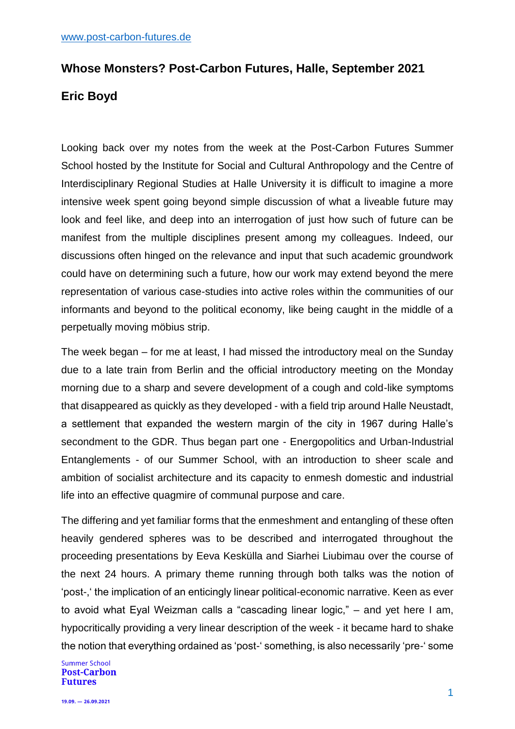www.post-carbon-futures.de

## Whose Monsters? Post-Carbon Futures, Halle, September 2021

## Eric Boyd

Looking back over my notes from the week at the Post-Carbon Futures Summer School hosted by the Institute for Social and Cultural Anthropology and the Centre of Interdisciplinary Regional Studies at Halle University it is difficult to imagine a more intensive week spent going beyond simple discussion of what a liveable future may look and feel like, and deep into an interrogation of just how such of future can be manifest from the multiple disciplines present among my colleagues. Indeed, our discussions often hinged on the relevance and input that such academic groundwork could have on determining such a future, how our work may extend beyond the mere representation of various case-studies into active roles within the communities of our informants and beyond to the political economy, like being caught in the middle of a perpetually moving möbius strip.

The week began – for me at least, I had missed the introductory meal on the Sunday due to a late train from Berlin and the official introductory meeting on the Monday morning due to a sharp and severe development of a cough and cold-like symptoms that disappeared as quickly as they developed - with a field trip around Halle Neustadt, a settlement that expanded the western margin of the city in 1967 during Halle's secondment to the GDR. Thus began part one - Energopolitics and Urban-Industrial Entanglements - of our Summer School, with an introduction to sheer scale and ambition of socialist architecture and its capacity to enmesh domestic and industrial life into an effective quagmire of communal purpose and care.

The differing and yet familiar forms that the enmeshment and entangling of these often heavily gendered spheres was to be described and interrogated throughout the proceeding presentations by Eeva Kesküll​a and Siarhei Liubimau over the course of the next 24 hours. A primary theme running through both talks was the notion of 'post-,' the implication of an enticingly linear political-economic narrative. Keen as ever to avoid what Eyal Weizman calls a "cascading linear logic," – and yet here I am, hypocritically providing a very linear description of the week - it became hard to shake the notion that everything ordained as 'post-' something, is also necessarily 'pre-' some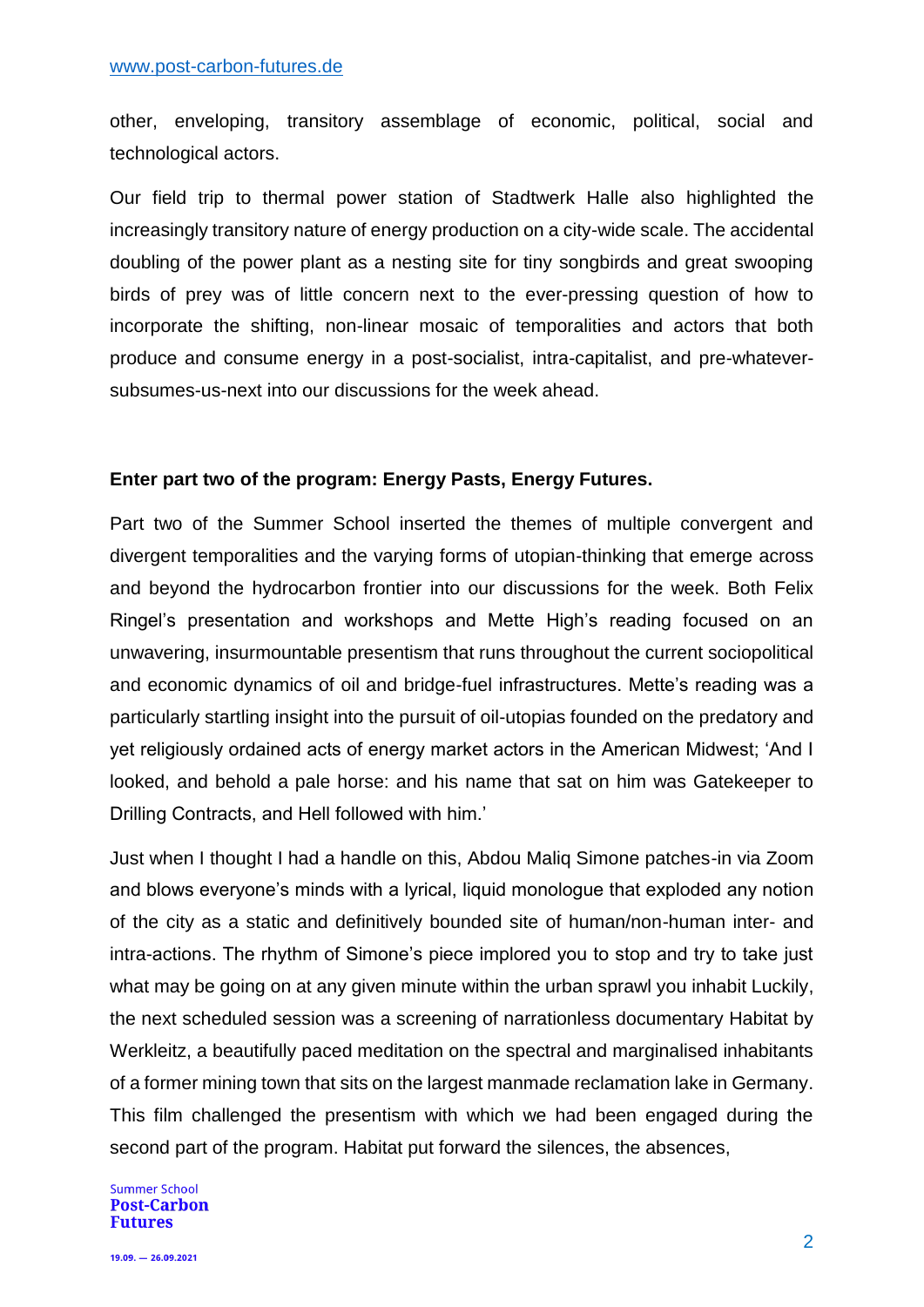other, enveloping, transitory assemblage of economic, political, social and technological actors.

Our field trip to thermal power station of Stadtwerk Halle also highlighted the increasingly transitory nature of energy production on a city-wide scale. The accidental doubling of the power plant as a nesting site for tiny songbirds and great swooping birds of prey was of little concern next to the ever-pressing question of how to incorporate the shifting, non-linear mosaic of temporalities and actors that both produce and consume energy in a post-socialist, intra-capitalist, and pre-whatever-subsumes-us-next into our discussions for the week ahead.

**Enter part two of the program: Energy Pasts, Energy Futures.**

Part two of the Summer School inserted the themes of multiple convergent and divergent temporalities and the varying forms of utopian-thinking that emerge across and beyond the hydrocarbon frontier into our discussions for the week. Both Felix Ringel's presentation and workshops and Mette High's reading focused on an unwavering, insurmountable presentism that runs throughout the current sociopolitical and economic dynamics of oil and bridge-fuel infrastructures. Mette's reading was a particularly startling insight into the pursuit of oil-utopias founded on the predatory and yet religiously ordained acts of energy market actors in the American Midwest; 'And I looked, and behold a pale horse: and his name that sat on him was Gatekeeper to Drilling Contracts, and Hell followed with him.'

Just when I thought I had a handle on this, Abdou Maliq Simone patches-in via Zoom and blows everyone's minds with a lyrical, liquid monologue that exploded any notion of the city as a static and definitively bounded site of human/non-human inter- and intra-actions. The rhythm of Simone's piece implored you to stop and try to take just what may be going on at any given minute within the urban sprawl you inhabit Luckily, the next scheduled session was a screening of narrationless documentary Habitat by Werkleitz, a beautifully paced meditation on the spectral and marginalised inhabitants of a former mining town that sits on the largest manmade reclamation lake in Germany. This film challenged the presentism with which we had been engaged during the second part of the program. Habitat put forward the silences, the absences,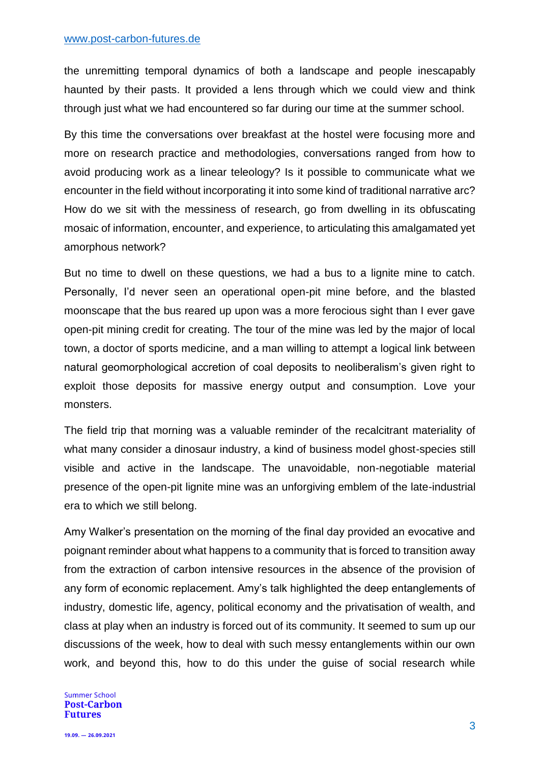the unremitting temporal dynamics of both a landscape and people inescapably haunted by their pasts. It provided a lens through which we could view and think through just what we had encountered so far during our time at the summer school.

By this time the conversations over breakfast at the hostel were focusing more and more on research practice and methodologies, conversations ranged from how to avoid producing work as a linear teleology? Is it possible to communicate what we encounter in the field without incorporating it into some kind of traditional narrative arc? How do we sit with the messiness of research, go from dwelling in its obfuscating mosaic of information, encounter, and experience, to articulating this amalgamated yet amorphous network?

But no time to dwell on these questions, we had a bus to a lignite mine to catch. Personally, I'd never seen an operational open-pit mine before, and the blasted moonscape that the bus reared up upon was a more ferocious sight than I ever gave open-pit mining credit for creating. The tour of the mine was led by the major of local town, a doctor of sports medicine, and a man willing to attempt a logical link between natural geomorphological accretion of coal deposits to neoliberalism's given right to exploit those deposits for massive energy output and consumption. Love your monsters.

The field trip that morning was a valuable reminder of the recalcitrant materiality of what many consider a dinosaur industry, a kind of business model ghost-species still visible and active in the landscape. The unavoidable, non-negotiable material presence of the open-pit lignite mine was an unforgiving emblem of the late-industrial era to which we still belong.

Amy Walker's presentation on the morning of the final day provided an evocative and poignant reminder about what happens to a community that is forced to transition away from the extraction of carbon intensive resources in the absence of the provision of any form of economic replacement. Amy's talk highlighted the deep entanglements of industry, domestic life, agency, political economy and the privatisation of wealth, and class at play when an industry is forced out of its community. It seemed to sum up our discussions of the week, how to deal with such messy entanglements within our own work, and beyond this, how to do this under the guise of social research while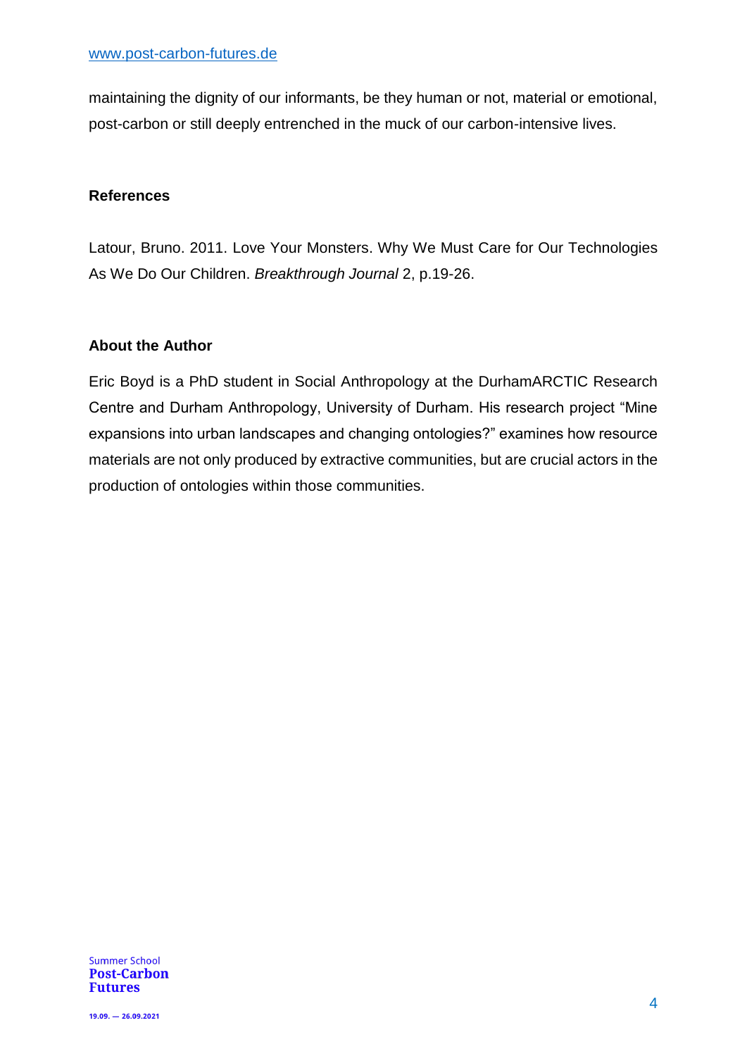maintaining the dignity of our informants, be they human or not, material or emotional, post-carbon or still deeply entrenched in the muck of our carbon-intensive lives.

## References

Latour, Bruno. 2011. Love Your Monsters. Why We Must Care for Our Technologies As We Do Our Children. *Breakthrough Journal* 2, p.19-26.

## About the Author

Eric Boyd is a PhD student in Social Anthropology at the DurhamARCTIC Research Centre and Durham Anthropology, University of Durham. His research project "Mine expansions into urban landscapes and changing ontologies?" examines how resource materials are not only produced by extractive communities, but are crucial actors in the production of ontologies within those communities.